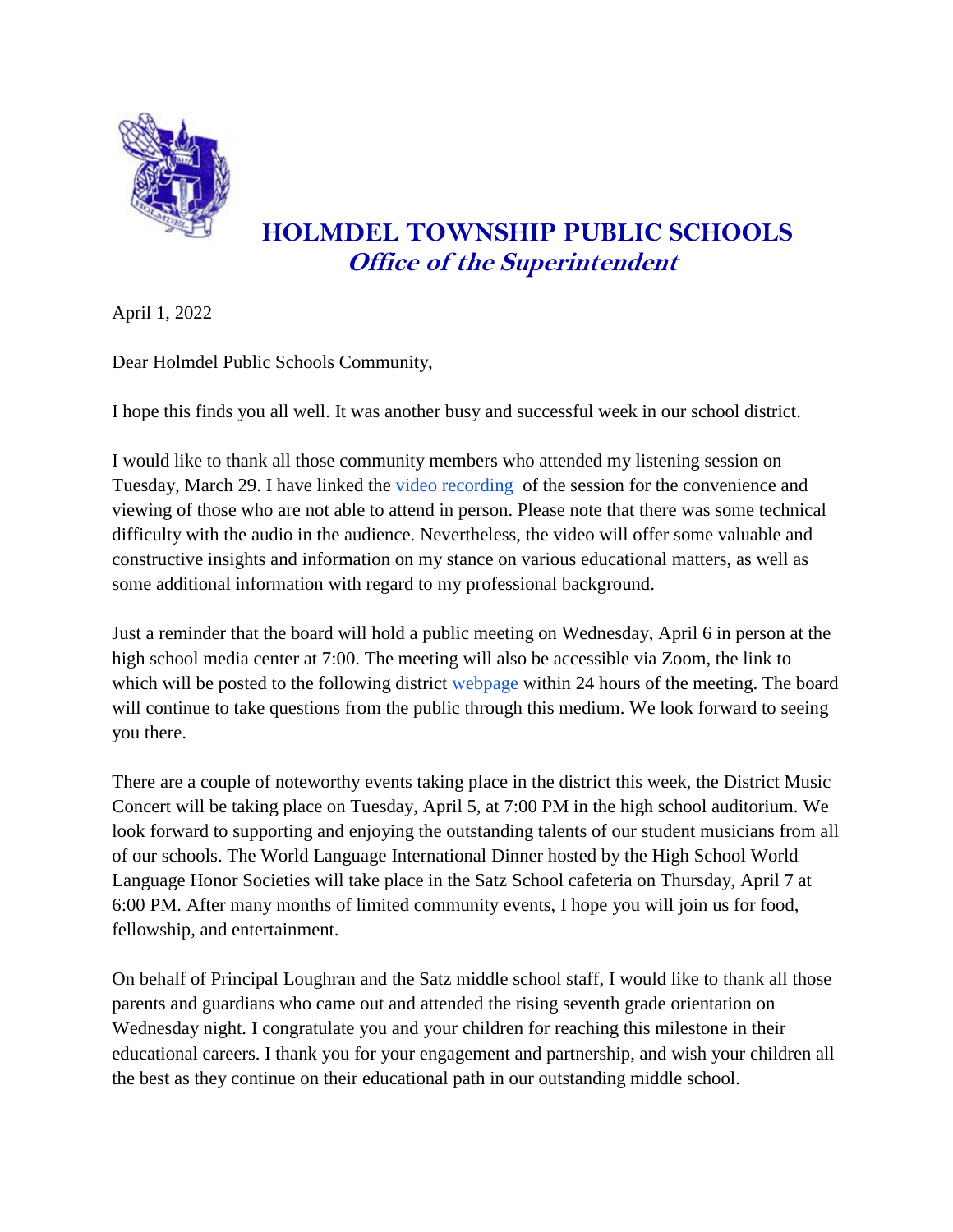# HOLMDEL TOWNSHIP PUBLIC SCHOOLS
## *Office of the Superintendent*

April 1, 2022

Dear Holmdel Public Schools Community,

I hope this finds you all well. It was another busy and successful week in our school district.

I would like to thank all those community members who attended my listening session on Tuesday, March 29. I have linked the video recording of the session for the convenience and viewing of those who are not able to attend in person. Please note that there was some technical difficulty with the audio in the audience. Nevertheless, the video will offer some valuable and constructive insights and information on my stance on various educational matters, as well as some additional information with regard to my professional background.

Just a reminder that the board will hold a public meeting on Wednesday, April 6 in person at the high school media center at 7:00. The meeting will also be accessible via Zoom, the link to which will be posted to the following district webpage within 24 hours of the meeting. The board will continue to take questions from the public through this medium. We look forward to seeing you there.

There are a couple of noteworthy events taking place in the district this week, the District Music Concert will be taking place on Tuesday, April 5, at 7:00 PM in the high school auditorium. We look forward to supporting and enjoying the outstanding talents of our student musicians from all of our schools. The World Language International Dinner hosted by the High School World Language Honor Societies will take place in the Satz School cafeteria on Thursday, April 7 at 6:00 PM. After many months of limited community events, I hope you will join us for food, fellowship, and entertainment.

On behalf of Principal Loughran and the Satz middle school staff, I would like to thank all those parents and guardians who came out and attended the rising seventh grade orientation on Wednesday night. I congratulate you and your children for reaching this milestone in their educational careers. I thank you for your engagement and partnership, and wish your children all the best as they continue on their educational path in our outstanding middle school.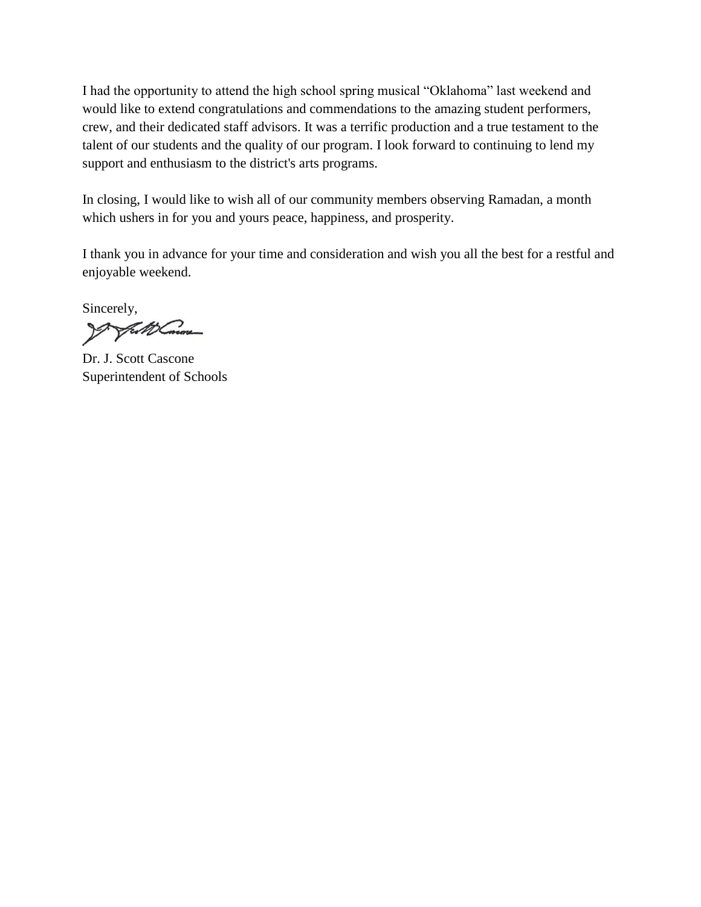I had the opportunity to attend the high school spring musical “Oklahoma” last weekend and would like to extend congratulations and commendations to the amazing student performers, crew, and their dedicated staff advisors. It was a terrific production and a true testament to the talent of our students and the quality of our program. I look forward to continuing to lend my support and enthusiasm to the district's arts programs.

In closing, I would like to wish all of our community members observing Ramadan, a month which ushers in for you and yours peace, happiness, and prosperity.

I thank you in advance for your time and consideration and wish you all the best for a restful and enjoyable weekend.

Sincerely,

Dr. J. Scott Cascone
Superintendent of Schools